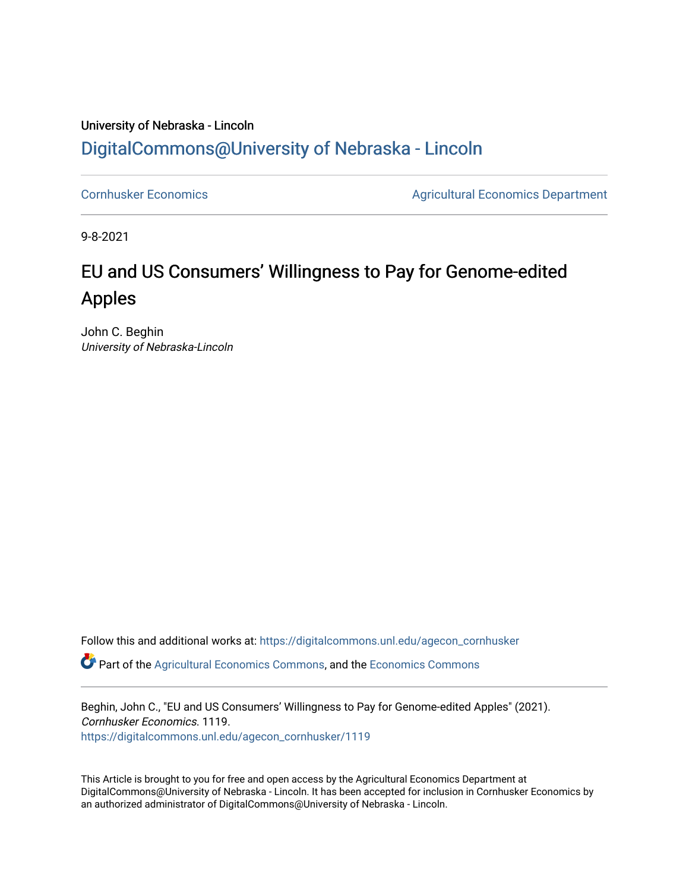University of Nebraska - Lincoln

## DigitalCommons@University of Nebraska - Lincoln

Cornhusker Economics | Agricultural Economics Department

9-8-2021

# EU and US Consumers' Willingness to Pay for Genome-edited Apples

John C. Beghin
*University of Nebraska-Lincoln*

Follow this and additional works at: https://digitalcommons.unl.edu/agecon_cornhusker

Part of the Agricultural Economics Commons, and the Economics Commons

Beghin, John C., "EU and US Consumers' Willingness to Pay for Genome-edited Apples" (2021). *Cornhusker Economics*. 1119.
https://digitalcommons.unl.edu/agecon_cornhusker/1119

This Article is brought to you for free and open access by the Agricultural Economics Department at DigitalCommons@University of Nebraska - Lincoln. It has been accepted for inclusion in Cornhusker Economics by an authorized administrator of DigitalCommons@University of Nebraska - Lincoln.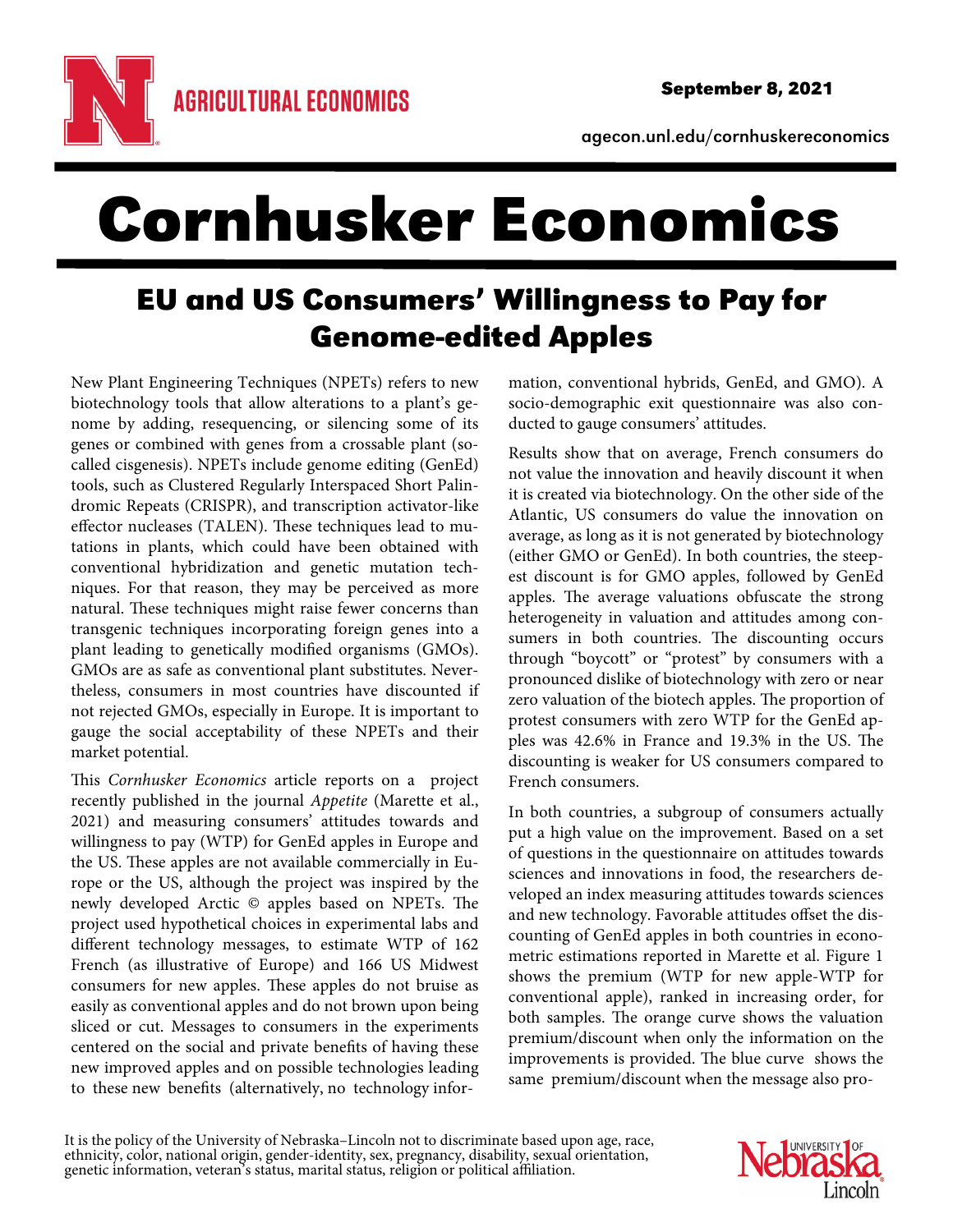# Cornhusker Economics

## EU and US Consumers' Willingness to Pay for Genome-edited Apples

New Plant Engineering Techniques (NPETs) refers to new biotechnology tools that allow alterations to a plant's genome by adding, resequencing, or silencing some of its genes or combined with genes from a crossable plant (so-called cisgenesis). NPETs include genome editing (GenEd) tools, such as Clustered Regularly Interspaced Short Palindromic Repeats (CRISPR), and transcription activator-like effector nucleases (TALEN). These techniques lead to mutations in plants, which could have been obtained with conventional hybridization and genetic mutation techniques. For that reason, they may be perceived as more natural. These techniques might raise fewer concerns than transgenic techniques incorporating foreign genes into a plant leading to genetically modified organisms (GMOs). GMOs are as safe as conventional plant substitutes. Nevertheless, consumers in most countries have discounted if not rejected GMOs, especially in Europe. It is important to gauge the social acceptability of these NPETs and their market potential.

This *Cornhusker Economics* article reports on a project recently published in the journal *Appetite* (Marette et al., 2021) and measuring consumers' attitudes towards and willingness to pay (WTP) for GenEd apples in Europe and the US. These apples are not available commercially in Europe or the US, although the project was inspired by the newly developed Arctic © apples based on NPETs. The project used hypothetical choices in experimental labs and different technology messages, to estimate WTP of 162 French (as illustrative of Europe) and 166 US Midwest consumers for new apples. These apples do not bruise as easily as conventional apples and do not brown upon being sliced or cut. Messages to consumers in the experiments centered on the social and private benefits of having these new improved apples and on possible technologies leading to these new benefits (alternatively, no technology information, conventional hybrids, GenEd, and GMO). A socio-demographic exit questionnaire was also conducted to gauge consumers' attitudes.

Results show that on average, French consumers do not value the innovation and heavily discount it when it is created via biotechnology. On the other side of the Atlantic, US consumers do value the innovation on average, as long as it is not generated by biotechnology (either GMO or GenEd). In both countries, the steepest discount is for GMO apples, followed by GenEd apples. The average valuations obfuscate the strong heterogeneity in valuation and attitudes among consumers in both countries. The discounting occurs through "boycott" or "protest" by consumers with a pronounced dislike of biotechnology with zero or near zero valuation of the biotech apples. The proportion of protest consumers with zero WTP for the GenEd apples was 42.6% in France and 19.3% in the US. The discounting is weaker for US consumers compared to French consumers.

In both countries, a subgroup of consumers actually put a high value on the improvement. Based on a set of questions in the questionnaire on attitudes towards sciences and innovations in food, the researchers developed an index measuring attitudes towards sciences and new technology. Favorable attitudes offset the discounting of GenEd apples in both countries in econometric estimations reported in Marette et al. Figure 1 shows the premium (WTP for new apple-WTP for conventional apple), ranked in increasing order, for both samples. The orange curve shows the valuation premium/discount when only the information on the improvements is provided. The blue curve shows the same premium/discount when the message also pro-

It is the policy of the University of Nebraska–Lincoln not to discriminate based upon age, race, ethnicity, color, national origin, gender-identity, sex, pregnancy, disability, sexual orientation, genetic information, veteran's status, marital status, religion or political affiliation.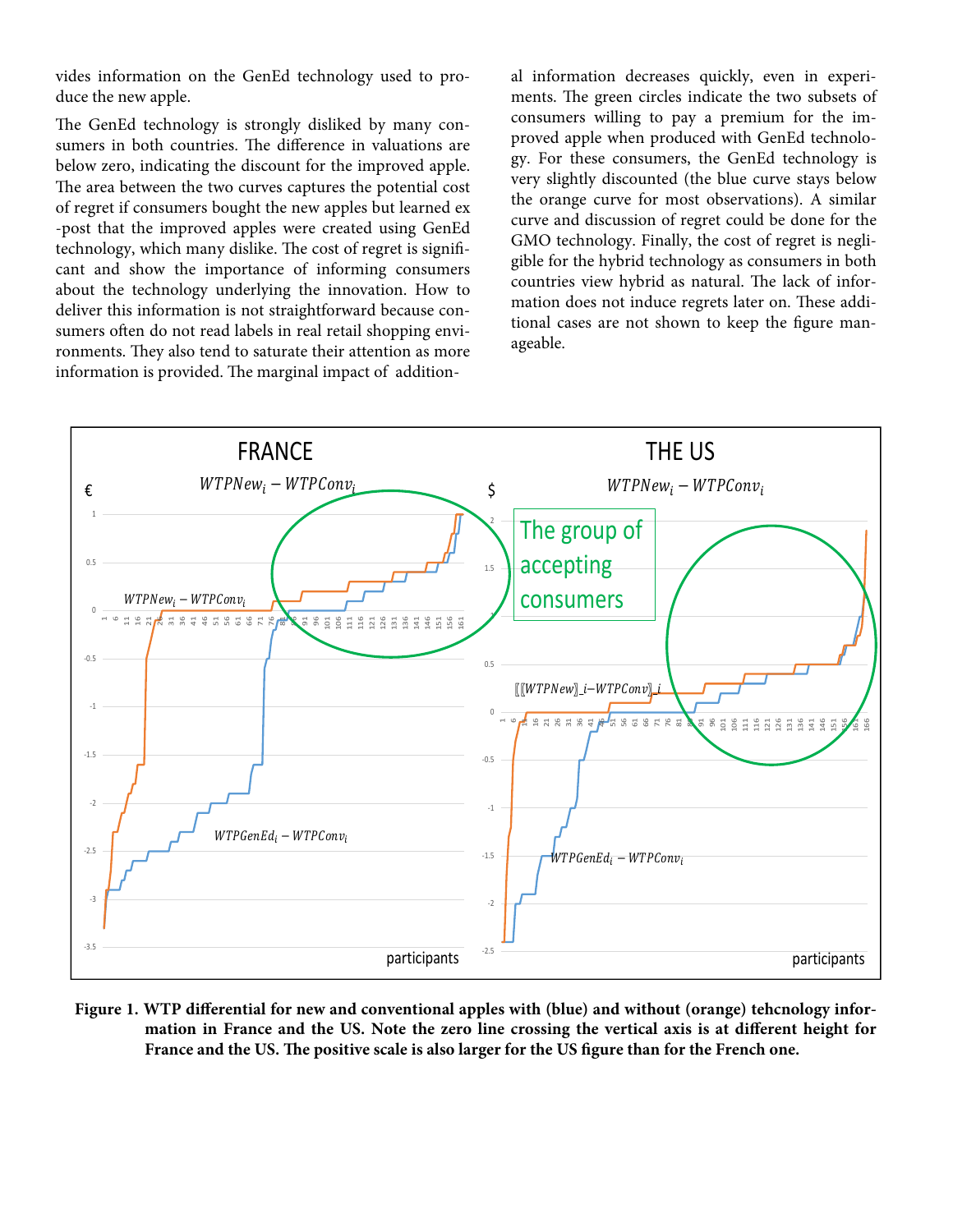vides information on the GenEd technology used to produce the new apple.

The GenEd technology is strongly disliked by many consumers in both countries. The difference in valuations are below zero, indicating the discount for the improved apple. The area between the two curves captures the potential cost of regret if consumers bought the new apples but learned ex-post that the improved apples were created using GenEd technology, which many dislike. The cost of regret is significant and show the importance of informing consumers about the technology underlying the innovation. How to deliver this information is not straightforward because consumers often do not read labels in real retail shopping environments. They also tend to saturate their attention as more information is provided. The marginal impact of additional information decreases quickly, even in experiments. The green circles indicate the two subsets of consumers willing to pay a premium for the improved apple when produced with GenEd technology. For these consumers, the GenEd technology is very slightly discounted (the blue curve stays below the orange curve for most observations). A similar curve and discussion of regret could be done for the GMO technology. Finally, the cost of regret is negligible for the hybrid technology as consumers in both countries view hybrid as natural. The lack of information does not induce regrets later on. These additional cases are not shown to keep the figure manageable.

**Figure 1. WTP differential for new and conventional apples with (blue) and without (orange) tehcnology information in France and the US. Note the zero line crossing the vertical axis is at different height for France and the US. The positive scale is also larger for the US figure than for the French one.**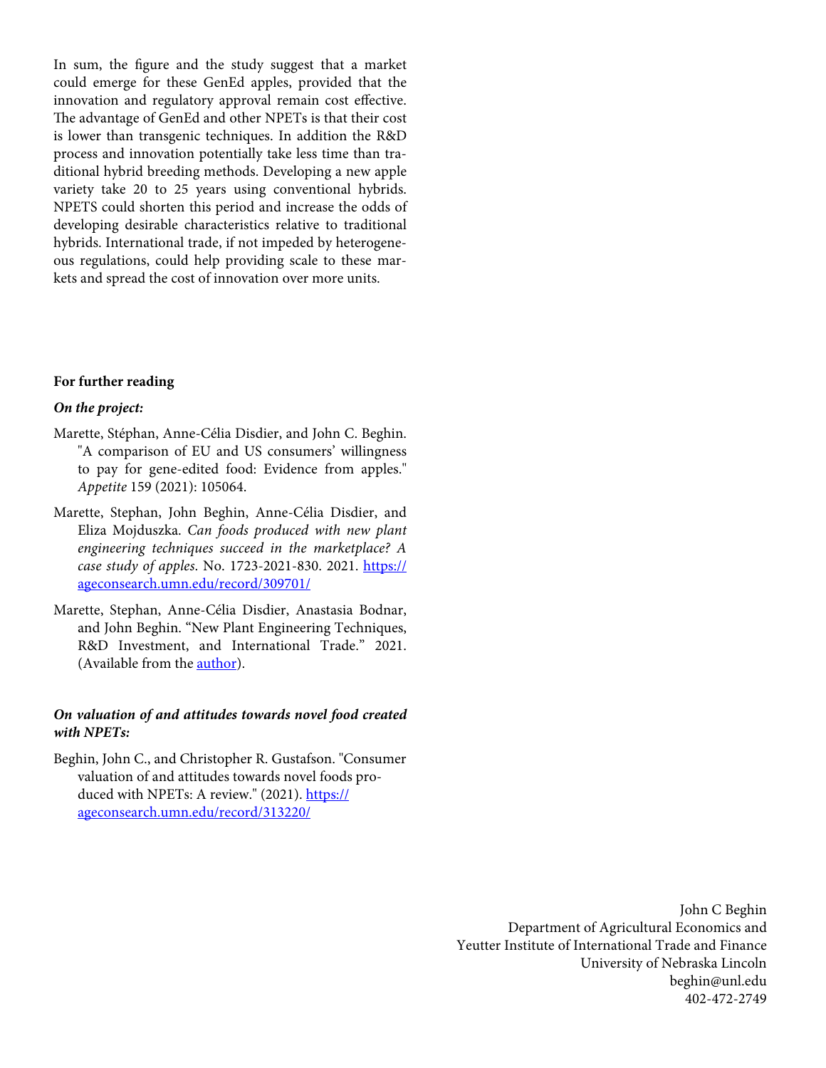In sum, the figure and the study suggest that a market could emerge for these GenEd apples, provided that the innovation and regulatory approval remain cost effective. The advantage of GenEd and other NPETs is that their cost is lower than transgenic techniques. In addition the R&D process and innovation potentially take less time than traditional hybrid breeding methods. Developing a new apple variety take 20 to 25 years using conventional hybrids. NPETS could shorten this period and increase the odds of developing desirable characteristics relative to traditional hybrids. International trade, if not impeded by heterogeneous regulations, could help providing scale to these markets and spread the cost of innovation over more units.

**For further reading**

***On the project:***

Marette, Stéphan, Anne-Célia Disdier, and John C. Beghin. "A comparison of EU and US consumers' willingness to pay for gene-edited food: Evidence from apples." *Appetite* 159 (2021): 105064.

Marette, Stephan, John Beghin, Anne-Célia Disdier, and Eliza Mojduszka. *Can foods produced with new plant engineering techniques succeed in the marketplace? A case study of apples*. No. 1723-2021-830. 2021. https://ageconsearch.umn.edu/record/309701/

Marette, Stephan, Anne-Célia Disdier, Anastasia Bodnar, and John Beghin. "New Plant Engineering Techniques, R&D Investment, and International Trade." 2021. (Available from the author).

***On valuation of and attitudes towards novel food created with NPETs:***

Beghin, John C., and Christopher R. Gustafson. "Consumer valuation of and attitudes towards novel foods produced with NPETs: A review." (2021). https://ageconsearch.umn.edu/record/313220/

John C Beghin
Department of Agricultural Economics and
Yeutter Institute of International Trade and Finance
University of Nebraska Lincoln
beghin@unl.edu
402-472-2749